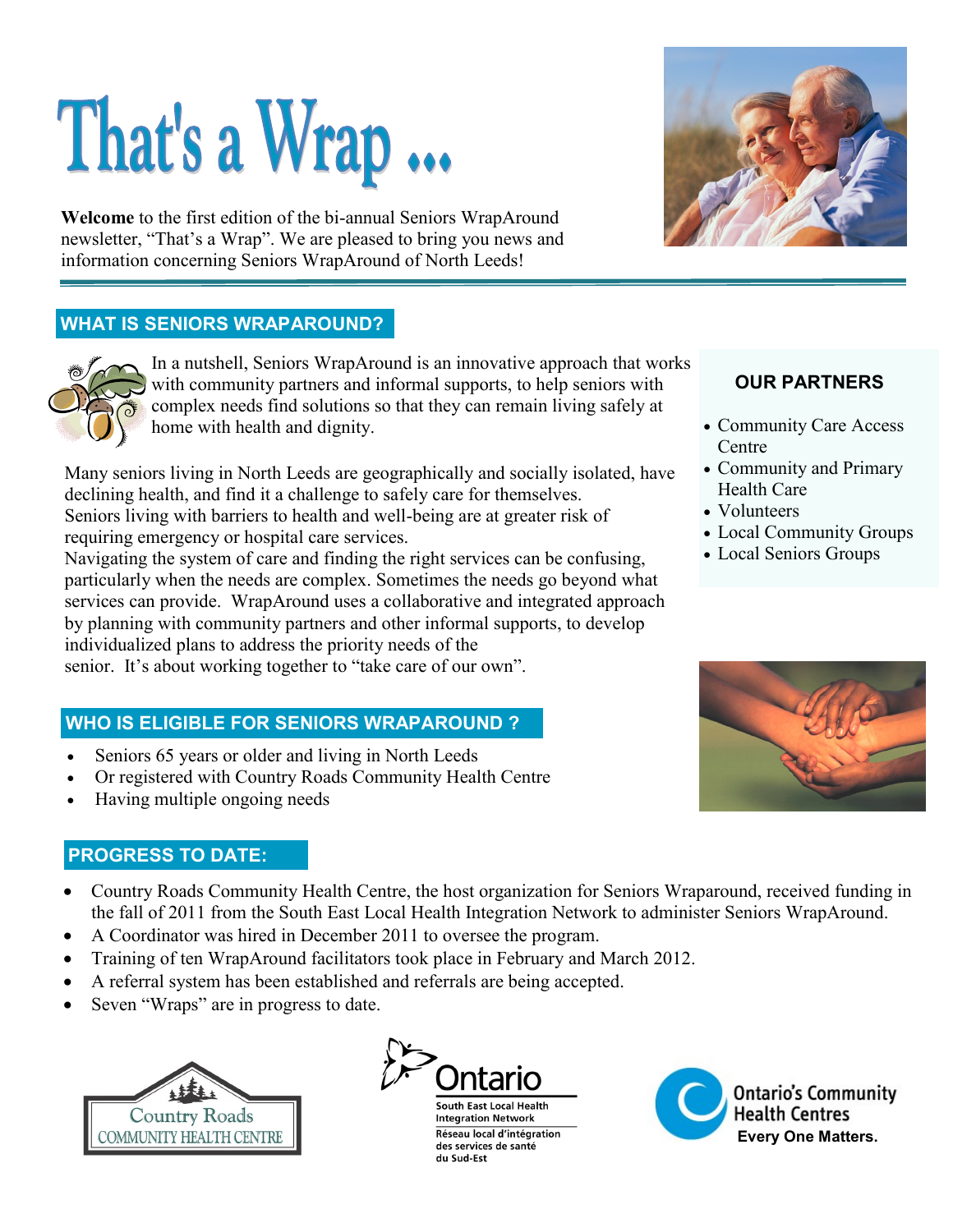# That's a Wrap ...

**Welcome** to the first edition of the bi-annual Seniors WrapAround newsletter, "That's a Wrap". We are pleased to bring you news and information concerning Seniors WrapAround of North Leeds!

## WHAT IS SENIORS WRAPAROUND?

In a nutshell, Seniors WrapAround is an innovative approach that works with community partners and informal supports, to help seniors with complex needs find solutions so that they can remain living safely at home with health and dignity.

Many seniors living in North Leeds are geographically and socially isolated, have declining health, and find it a challenge to safely care for themselves. Seniors living with barriers to health and well-being are at greater risk of requiring emergency or hospital care services.

Navigating the system of care and finding the right services can be confusing, particularly when the needs are complex. Sometimes the needs go beyond what services can provide. WrapAround uses a collaborative and integrated approach by planning with community partners and other informal supports, to develop individualized plans to address the priority needs of the senior. It's about working together to "take care of our own".

### OUR PARTNERS

- Community Care Access Centre
- Community and Primary Health Care
- Volunteers
- Local Community Groups
- Local Seniors Groups

## WHO IS ELIGIBLE FOR SENIORS WRAPAROUND ?

- Seniors 65 years or older and living in North Leeds
- Or registered with Country Roads Community Health Centre
- Having multiple ongoing needs

## PROGRESS TO DATE:

- Country Roads Community Health Centre, the host organization for Seniors Wraparound, received funding in the fall of 2011 from the South East Local Health Integration Network to administer Seniors WrapAround.
- A Coordinator was hired in December 2011 to oversee the program.
- Training of ten WrapAround facilitators took place in February and March 2012.
- A referral system has been established and referrals are being accepted.
- Seven "Wraps" are in progress to date.

Country Roads COMMUNITY HEALTH CENTRE

Ontario South East Local Health Integration Network / Réseau local d'intégration des services de santé du Sud-Est

Ontario's Community Health Centres **Every One Matters.**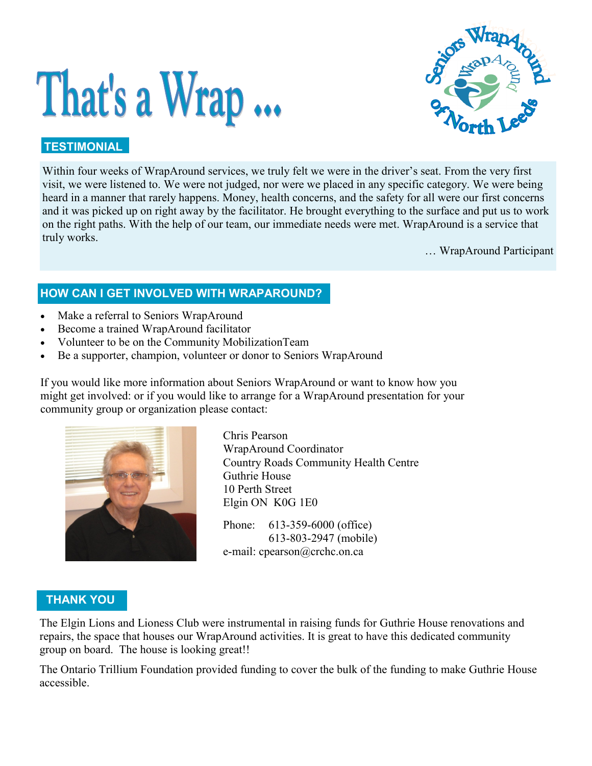# That's a Wrap ...

Seniors WrapAround of North Leeds

## TESTIMONIAL

Within four weeks of WrapAround services, we truly felt we were in the driver's seat. From the very first visit, we were listened to. We were not judged, nor were we placed in any specific category. We were being heard in a manner that rarely happens. Money, health concerns, and the safety for all were our first concerns and it was picked up on right away by the facilitator. He brought everything to the surface and put us to work on the right paths. With the help of our team, our immediate needs were met. WrapAround is a service that truly works.

… WrapAround Participant

## HOW CAN I GET INVOLVED WITH WRAPAROUND?

- Make a referral to Seniors WrapAround
- Become a trained WrapAround facilitator
- Volunteer to be on the Community MobilizationTeam
- Be a supporter, champion, volunteer or donor to Seniors WrapAround

If you would like more information about Seniors WrapAround or want to know how you might get involved: or if you would like to arrange for a WrapAround presentation for your community group or organization please contact:

Chris Pearson
WrapAround Coordinator
Country Roads Community Health Centre
Guthrie House
10 Perth Street
Elgin ON K0G 1E0

Phone: 613-359-6000 (office)
613-803-2947 (mobile)
e-mail: cpearson@crchc.on.ca

## THANK YOU

The Elgin Lions and Lioness Club were instrumental in raising funds for Guthrie House renovations and repairs, the space that houses our WrapAround activities. It is great to have this dedicated community group on board. The house is looking great!!

The Ontario Trillium Foundation provided funding to cover the bulk of the funding to make Guthrie House accessible.